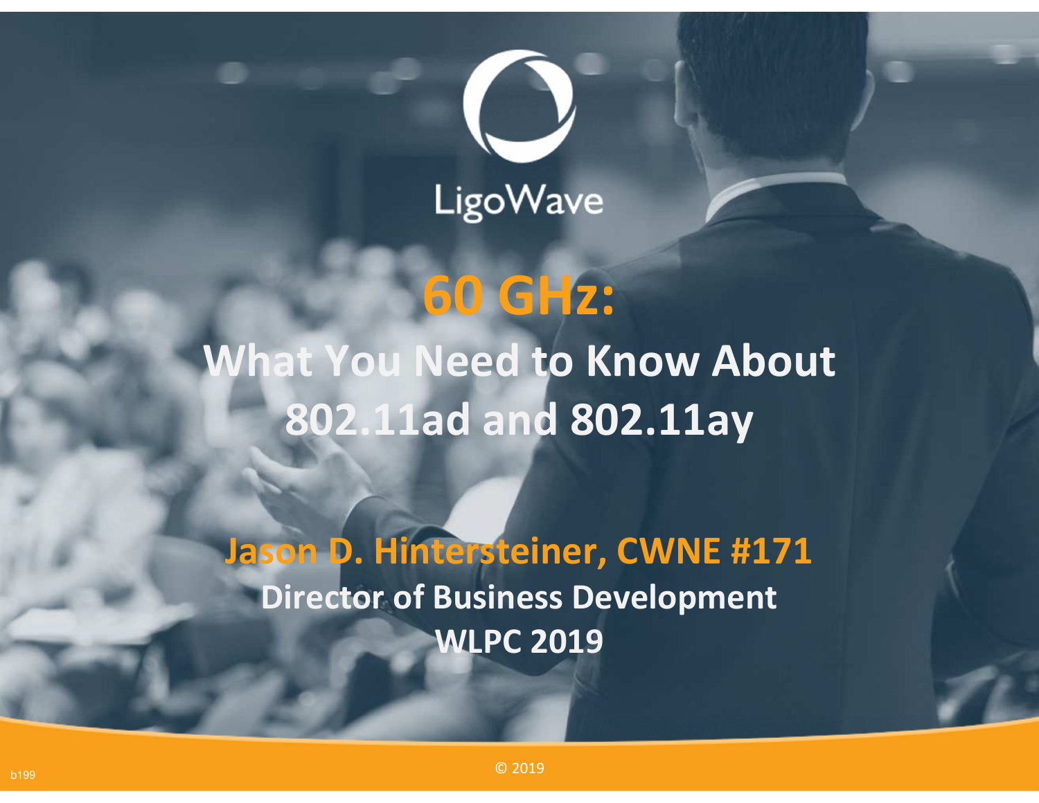LigoWave

# 60 GHz:

## What You Need to Know About 802.11ad and 802.11ay

**Jason D. Hintersteiner, CWNE #171**

**Director of Business Development**

**WLPC 2019**

© 2019

b199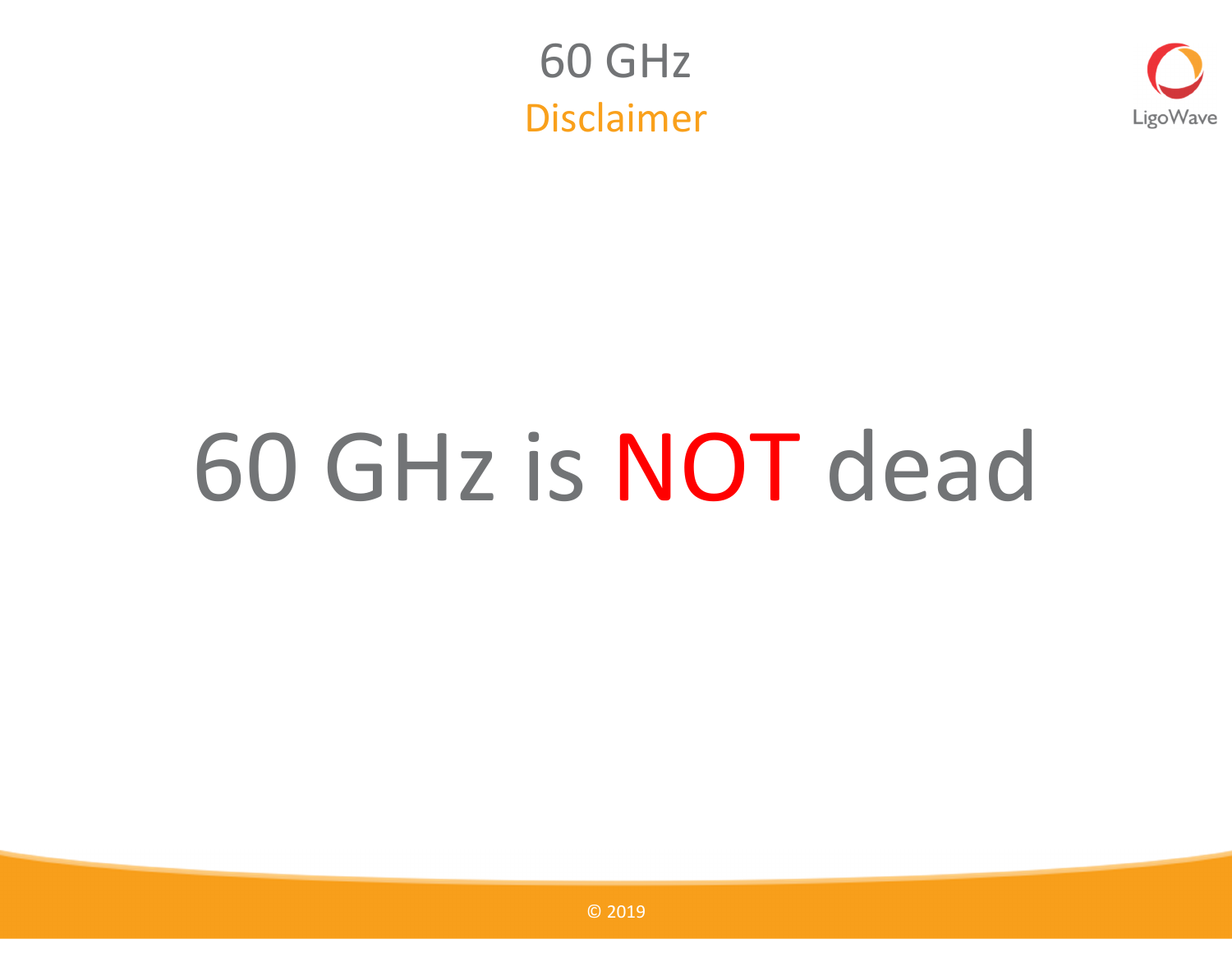# 60 GHz

## Disclaimer

60 GHz is **NOT** dead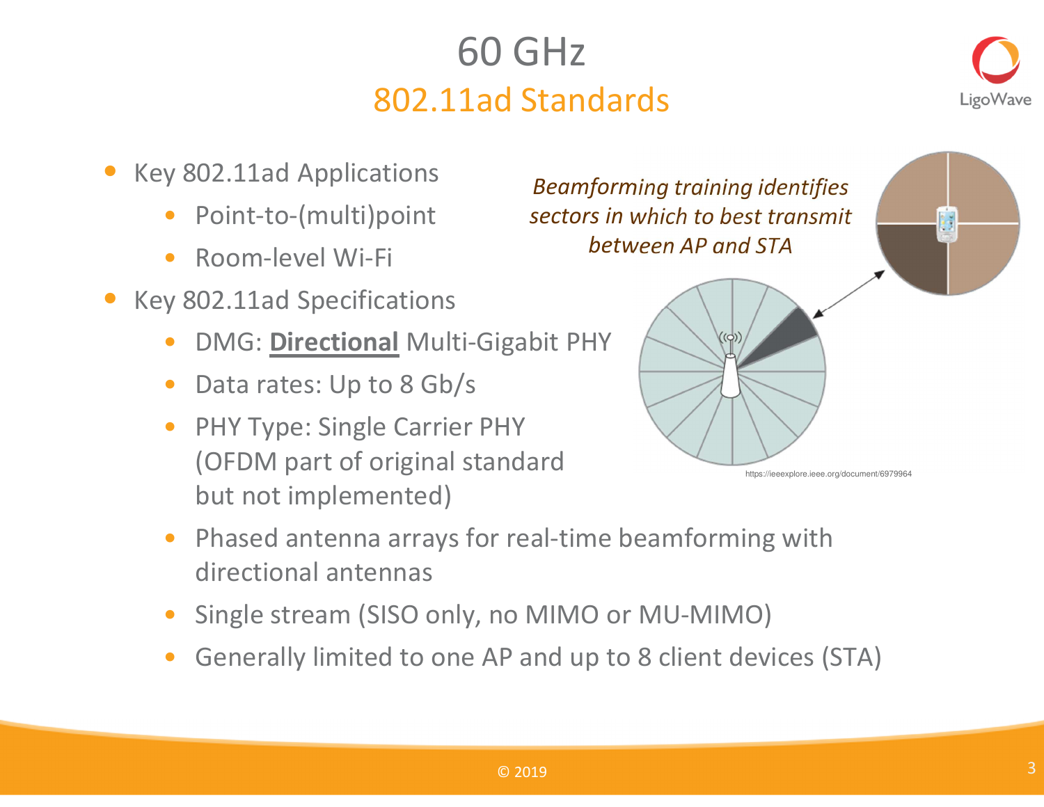# 60 GHz

## 802.11ad Standards

- Key 802.11ad Applications
  - Point-to-(multi)point
  - Room-level Wi-Fi
- Key 802.11ad Specifications
  - DMG: **Directional** Multi-Gigabit PHY
  - Data rates: Up to 8 Gb/s
  - PHY Type: Single Carrier PHY (OFDM part of original standard but not implemented)
  - Phased antenna arrays for real-time beamforming with directional antennas
  - Single stream (SISO only, no MIMO or MU-MIMO)
  - Generally limited to one AP and up to 8 client devices (STA)

*Beamforming training identifies sectors in which to best transmit between AP and STA*

https://ieeexplore.ieee.org/document/6979964

© 2019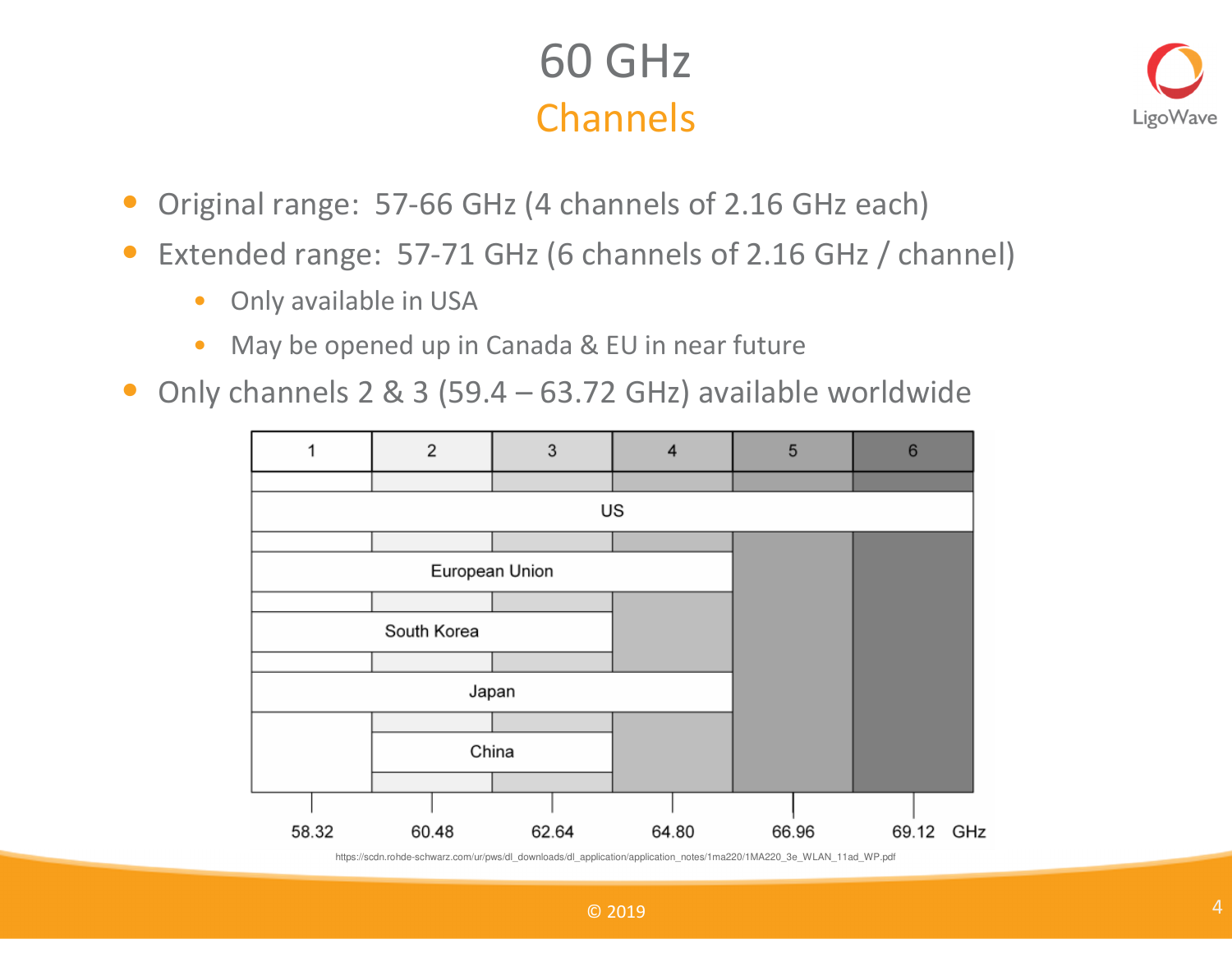# 60 GHz

## Channels

- Original range:  57-66 GHz (4 channels of 2.16 GHz each)
- Extended range:  57-71 GHz (6 channels of 2.16 GHz / channel)
  - Only available in USA
  - May be opened up in Canada & EU in near future
- Only channels 2 & 3 (59.4 – 63.72 GHz) available worldwide

| Channel | 1 | 2 | 3 | 4 | 5 | 6 |
|---|---|---|---|---|---|---|
| Center frequency (GHz) | 58.32 | 60.48 | 62.64 | 64.80 | 66.96 | 69.12 |
| US | ✓ | ✓ | ✓ | ✓ | ✓ | ✓ |
| European Union | ✓ | ✓ | ✓ | ✓ | | |
| South Korea | ✓ | ✓ | ✓ | | | |
| Japan | ✓ | ✓ | ✓ | ✓ | | |
| China | | ✓ | ✓ | | | |

https://scdn.rohde-schwarz.com/ur/pws/dl_downloads/dl_application/application_notes/1ma220/1MA220_3e_WLAN_11ad_WP.pdf

© 2019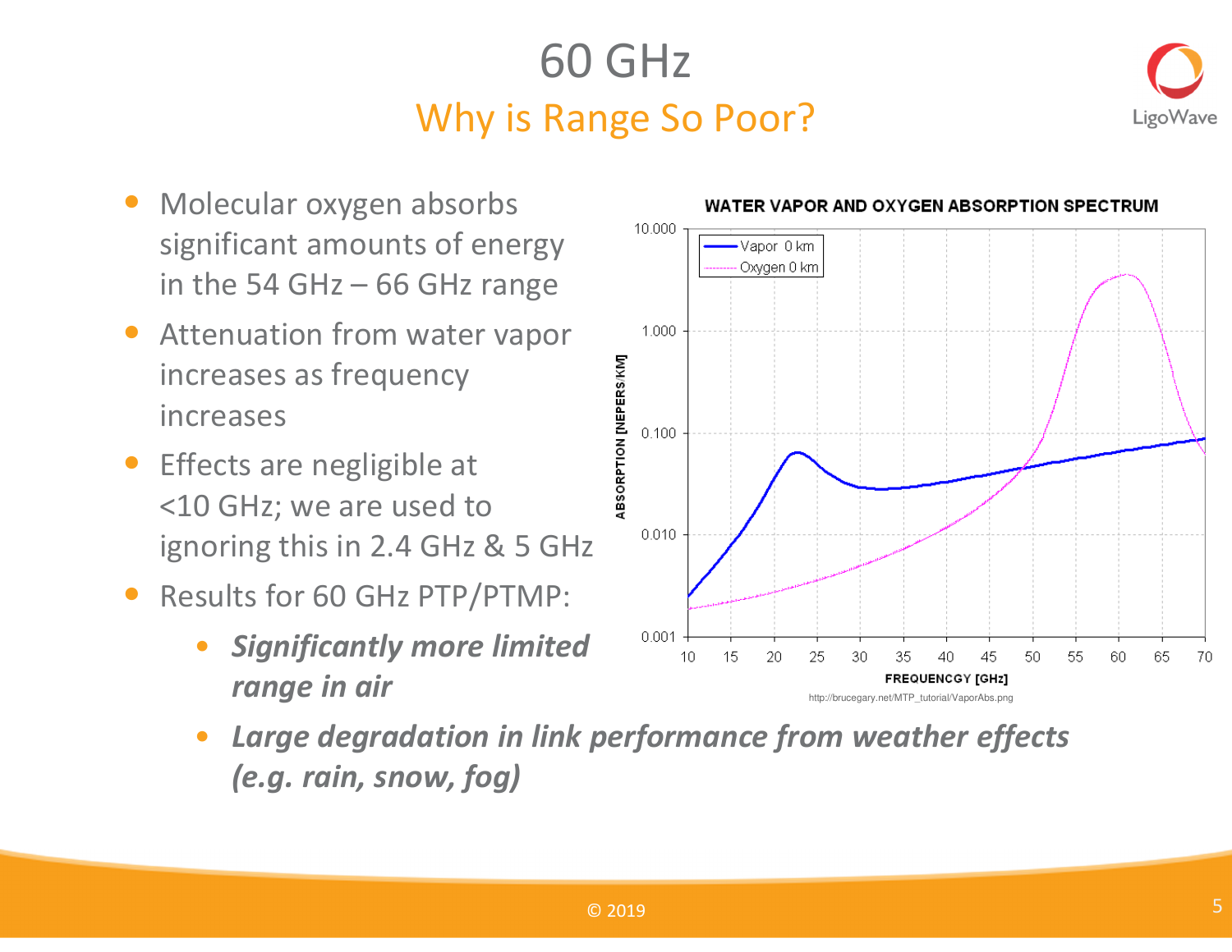# 60 GHz

## Why is Range So Poor?

- Molecular oxygen absorbs significant amounts of energy in the 54 GHz – 66 GHz range
- Attenuation from water vapor increases as frequency increases
- Effects are negligible at <10 GHz; we are used to ignoring this in 2.4 GHz & 5 GHz
- Results for 60 GHz PTP/PTMP:
  - ***Significantly more limited range in air***
  - ***Large degradation in link performance from weather effects (e.g. rain, snow, fog)***

WATER VAPOR AND OXYGEN ABSORPTION SPECTRUM

http://brucegary.net/MTP_tutorial/VaporAbs.png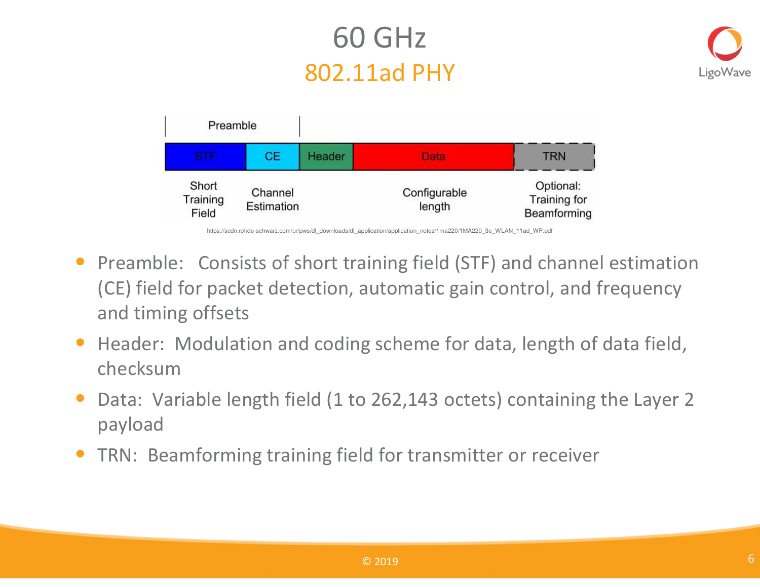# 60 GHz

## 802.11ad PHY

| Preamble | | | | |
|---|---|---|---|---|
| STF | CE | Header | Data | TRN |
| Short Training Field | Channel Estimation | | Configurable length | Optional: Training for Beamforming |

https://scdn.rohde-schwarz.com/ur/pws/dl_downloads/dl_application/application_notes/1ma220/1MA220_3e_WLAN_11ad_WP.pdf

- Preamble: Consists of short training field (STF) and channel estimation (CE) field for packet detection, automatic gain control, and frequency and timing offsets
- Header: Modulation and coding scheme for data, length of data field, checksum
- Data: Variable length field (1 to 262,143 octets) containing the Layer 2 payload
- TRN: Beamforming training field for transmitter or receiver

© 2019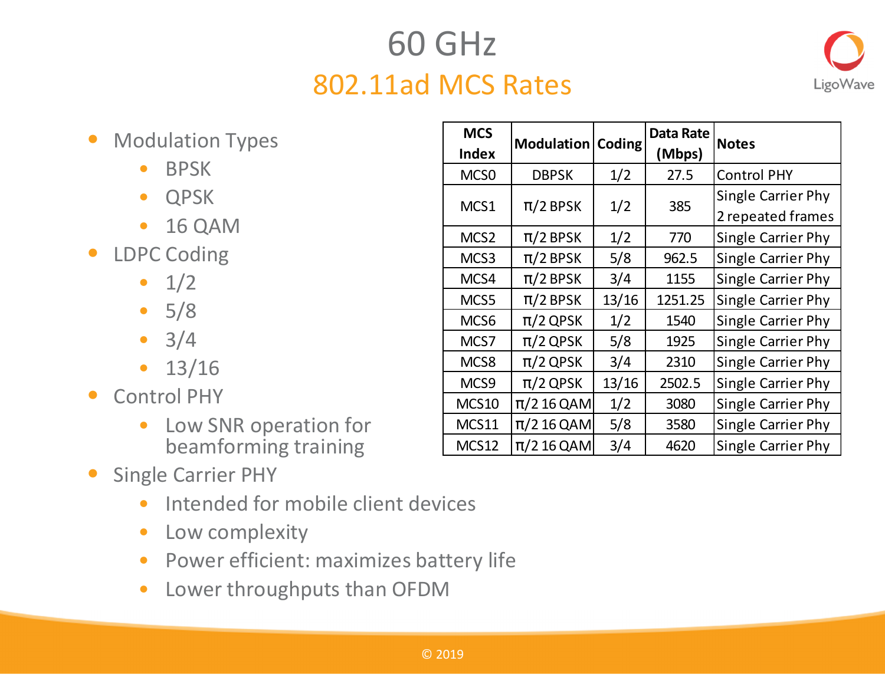# 60 GHz

## 802.11ad MCS Rates

- Modulation Types
  - BPSK
  - QPSK
  - 16 QAM
- LDPC Coding
  - 1/2
  - 5/8
  - 3/4
  - 13/16
- Control PHY
  - Low SNR operation for beamforming training
- Single Carrier PHY
  - Intended for mobile client devices
  - Low complexity
  - Power efficient: maximizes battery life
  - Lower throughputs than OFDM

| MCS Index | Modulation | Coding | Data Rate (Mbps) | Notes |
|---|---|---|---|---|
| MCS0 | DBPSK | 1/2 | 27.5 | Control PHY |
| MCS1 | π/2 BPSK | 1/2 | 385 | Single Carrier Phy 2 repeated frames |
| MCS2 | π/2 BPSK | 1/2 | 770 | Single Carrier Phy |
| MCS3 | π/2 BPSK | 5/8 | 962.5 | Single Carrier Phy |
| MCS4 | π/2 BPSK | 3/4 | 1155 | Single Carrier Phy |
| MCS5 | π/2 BPSK | 13/16 | 1251.25 | Single Carrier Phy |
| MCS6 | π/2 QPSK | 1/2 | 1540 | Single Carrier Phy |
| MCS7 | π/2 QPSK | 5/8 | 1925 | Single Carrier Phy |
| MCS8 | π/2 QPSK | 3/4 | 2310 | Single Carrier Phy |
| MCS9 | π/2 QPSK | 13/16 | 2502.5 | Single Carrier Phy |
| MCS10 | π/2 16 QAM | 1/2 | 3080 | Single Carrier Phy |
| MCS11 | π/2 16 QAM | 5/8 | 3580 | Single Carrier Phy |
| MCS12 | π/2 16 QAM | 3/4 | 4620 | Single Carrier Phy |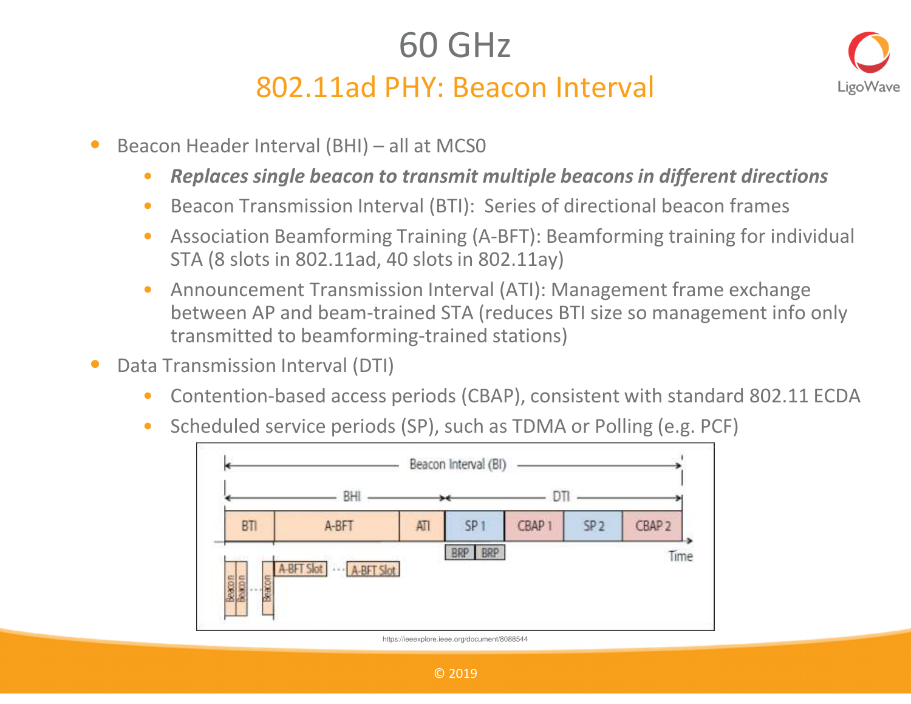# 60 GHz

## 802.11ad PHY: Beacon Interval

- Beacon Header Interval (BHI) – all at MCS0
  - ***Replaces single beacon to transmit multiple beacons in different directions***
  - Beacon Transmission Interval (BTI): Series of directional beacon frames
  - Association Beamforming Training (A-BFT): Beamforming training for individual STA (8 slots in 802.11ad, 40 slots in 802.11ay)
  - Announcement Transmission Interval (ATI): Management frame exchange between AP and beam-trained STA (reduces BTI size so management info only transmitted to beamforming-trained stations)
- Data Transmission Interval (DTI)
  - Contention-based access periods (CBAP), consistent with standard 802.11 ECDA
  - Scheduled service periods (SP), such as TDMA or Polling (e.g. PCF)

https://ieeexplore.ieee.org/document/8088544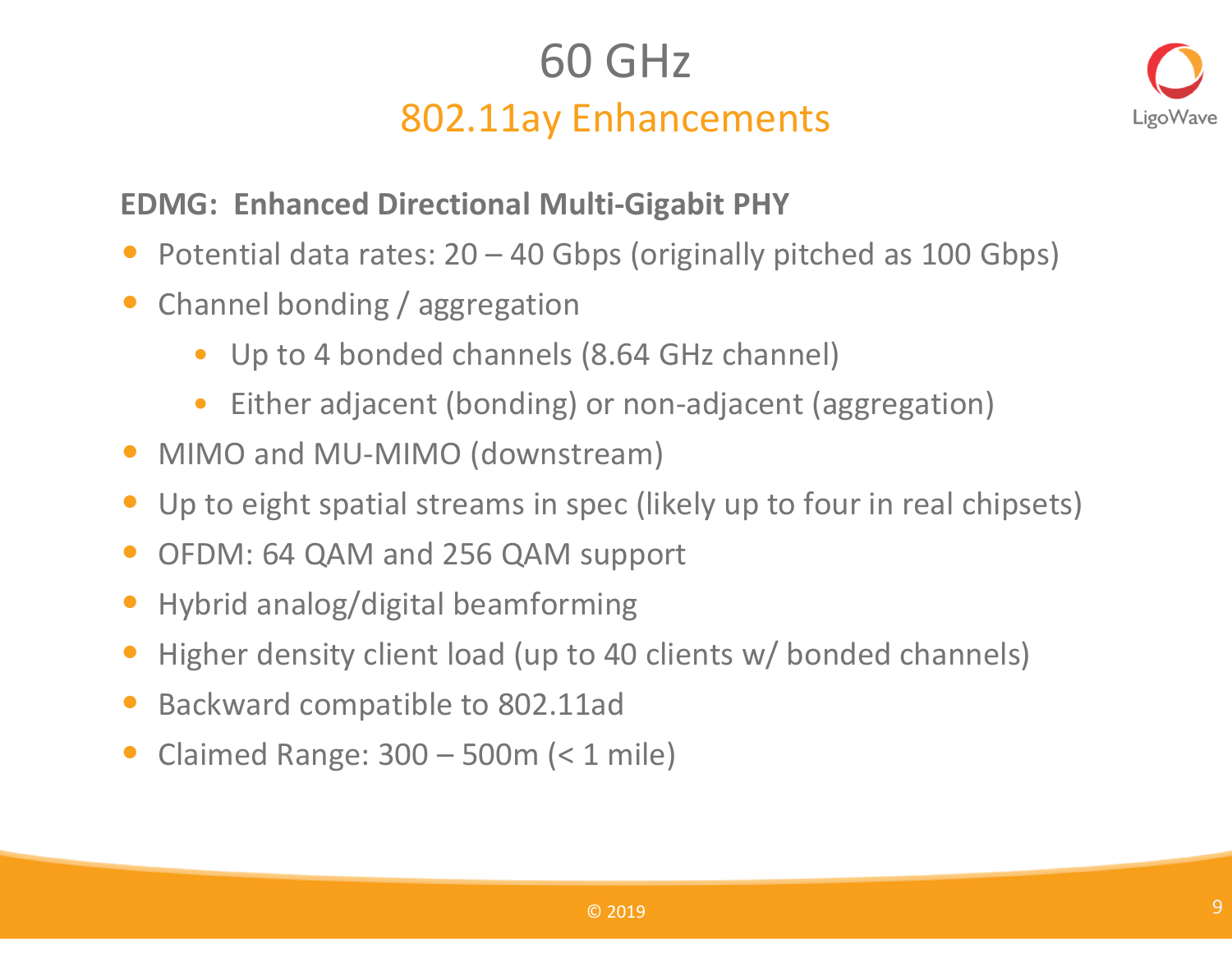# 60 GHz

## 802.11ay Enhancements

**EDMG: Enhanced Directional Multi-Gigabit PHY**

- Potential data rates: 20 – 40 Gbps (originally pitched as 100 Gbps)
- Channel bonding / aggregation
  - Up to 4 bonded channels (8.64 GHz channel)
  - Either adjacent (bonding) or non-adjacent (aggregation)
- MIMO and MU-MIMO (downstream)
- Up to eight spatial streams in spec (likely up to four in real chipsets)
- OFDM: 64 QAM and 256 QAM support
- Hybrid analog/digital beamforming
- Higher density client load (up to 40 clients w/ bonded channels)
- Backward compatible to 802.11ad
- Claimed Range: 300 – 500m (< 1 mile)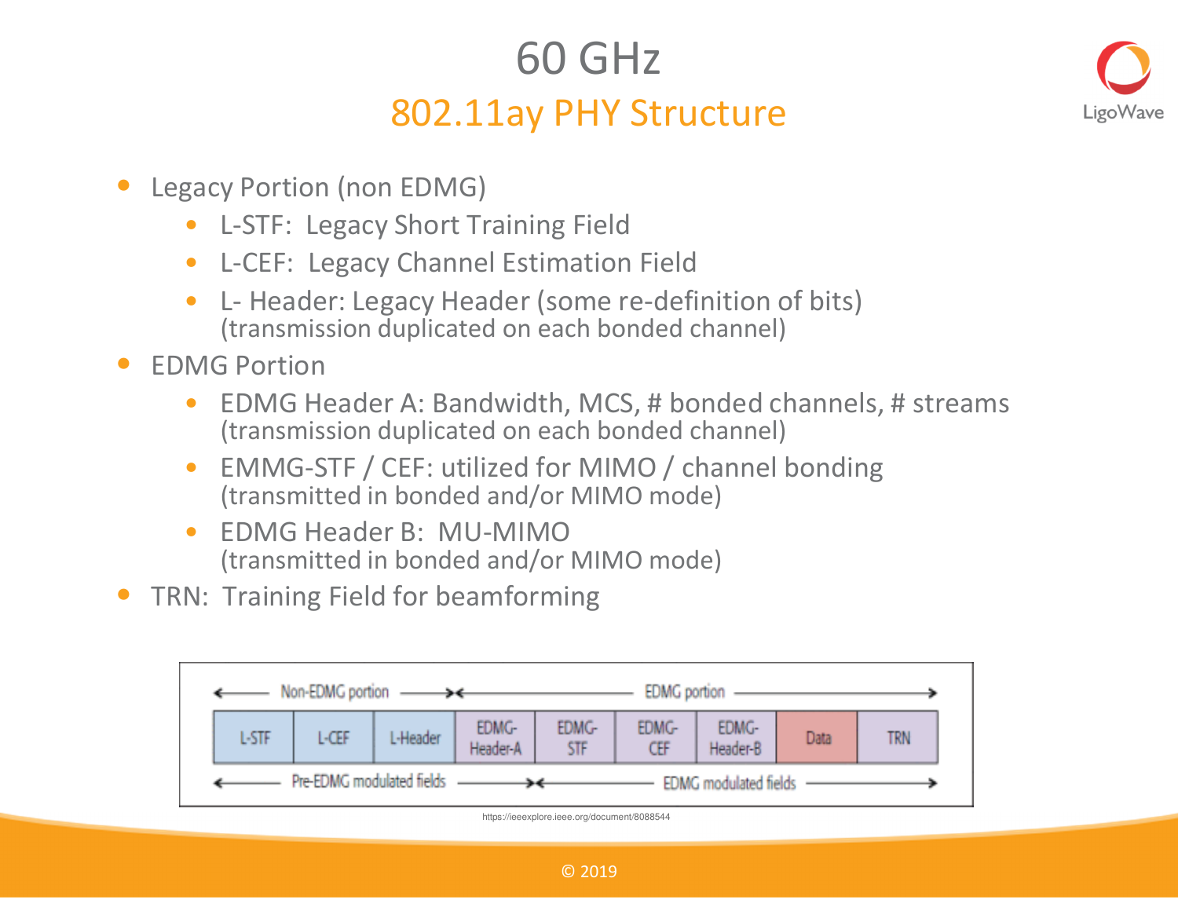# 60 GHz

## 802.11ay PHY Structure

- Legacy Portion (non EDMG)
  - L-STF: Legacy Short Training Field
  - L-CEF: Legacy Channel Estimation Field
  - L- Header: Legacy Header (some re-definition of bits)
    (transmission duplicated on each bonded channel)
- EDMG Portion
  - EDMG Header A: Bandwidth, MCS, # bonded channels, # streams
    (transmission duplicated on each bonded channel)
  - EMMG-STF / CEF: utilized for MIMO / channel bonding
    (transmitted in bonded and/or MIMO mode)
  - EDMG Header B: MU-MIMO
    (transmitted in bonded and/or MIMO mode)
- TRN: Training Field for beamforming

| Non-EDMG portion | | | EDMG portion | | | | | |
|---|---|---|---|---|---|---|---|---|
| L-STF | L-CEF | L-Header | EDMG-Header-A | EDMG-STF | EDMG-CEF | EDMG-Header-B | Data | TRN |
| Pre-EDMG modulated fields | | | | EDMG modulated fields | | | | |

https://ieeexplore.ieee.org/document/8088544

© 2019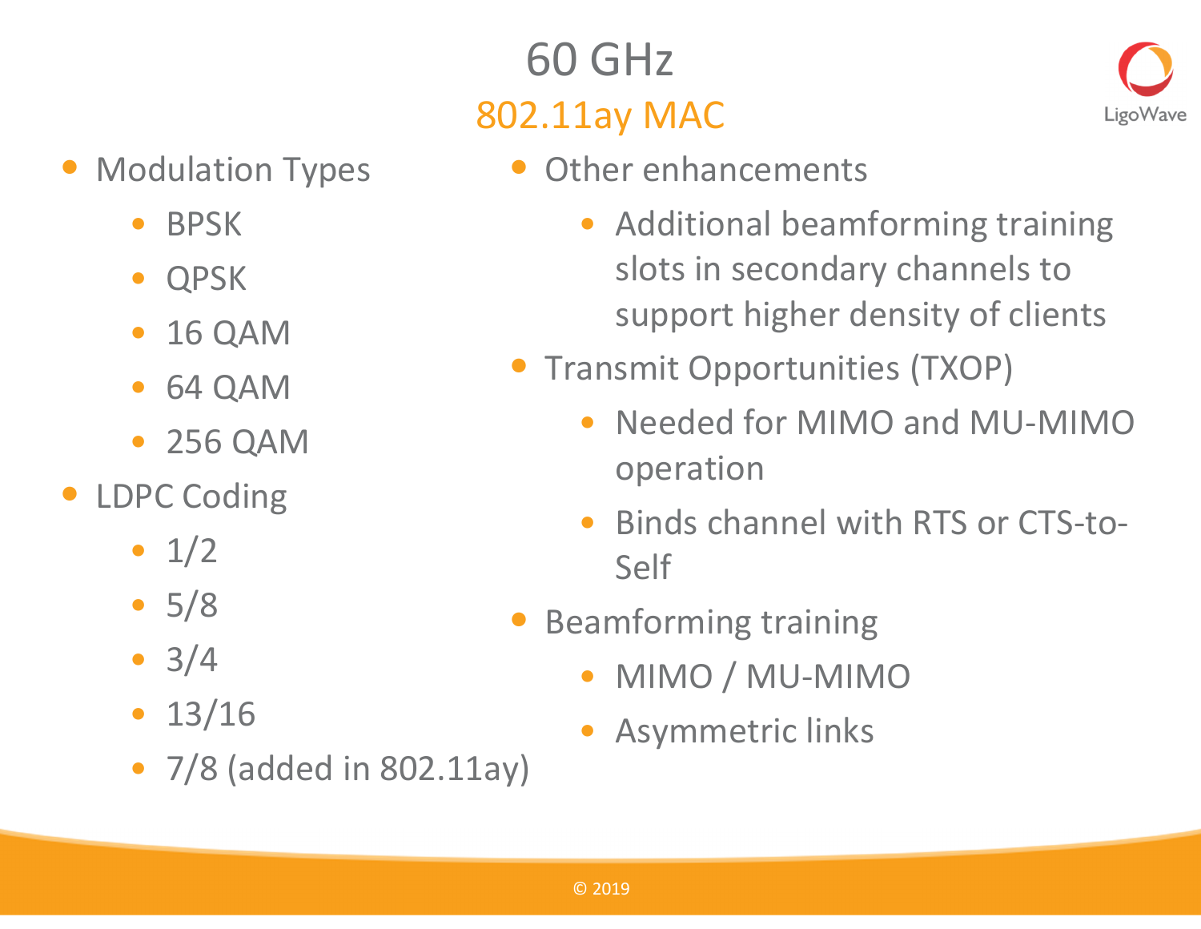# 60 GHz

## 802.11ay MAC

- Modulation Types
  - BPSK
  - QPSK
  - 16 QAM
  - 64 QAM
  - 256 QAM
- LDPC Coding
  - 1/2
  - 5/8
  - 3/4
  - 13/16
  - 7/8 (added in 802.11ay)
- Other enhancements
  - Additional beamforming training slots in secondary channels to support higher density of clients
- Transmit Opportunities (TXOP)
  - Needed for MIMO and MU-MIMO operation
  - Binds channel with RTS or CTS-to-Self
- Beamforming training
  - MIMO / MU-MIMO
  - Asymmetric links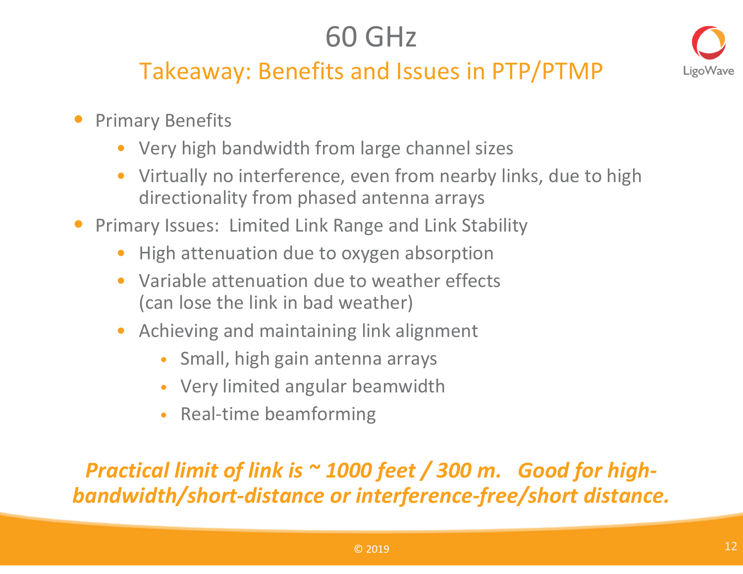# 60 GHz

## Takeaway: Benefits and Issues in PTP/PTMP

- Primary Benefits
  - Very high bandwidth from large channel sizes
  - Virtually no interference, even from nearby links, due to high directionality from phased antenna arrays
- Primary Issues: Limited Link Range and Link Stability
  - High attenuation due to oxygen absorption
  - Variable attenuation due to weather effects (can lose the link in bad weather)
  - Achieving and maintaining link alignment
    - Small, high gain antenna arrays
    - Very limited angular beamwidth
    - Real-time beamforming

***Practical limit of link is ~ 1000 feet / 300 m. Good for high-bandwidth/short-distance or interference-free/short distance.***

© 2019